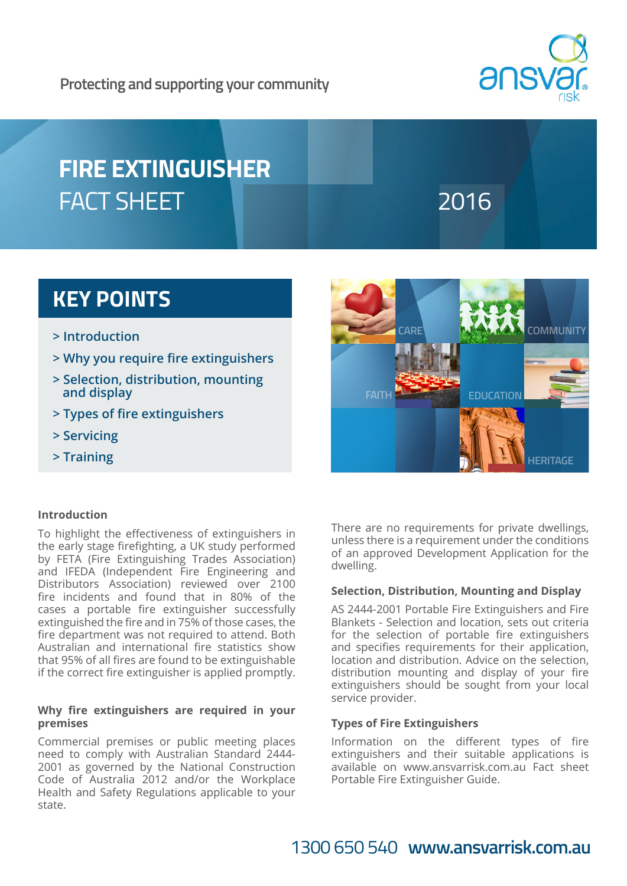Protecting and supporting your community

# FIRE EXTINGUISHER FACT SHEET

2016

## KEY POINTS

- > Introduction
- > Why you require fire extinguishers
- > Selection, distribution, mounting and display
- > Types of fire extinguishers
- > Servicing
- > Training

CARE COMMUNITY FAITH EDUCATION HERITAGE

### Introduction

To highlight the effectiveness of extinguishers in the early stage firefighting, a UK study performed by FETA (Fire Extinguishing Trades Association) and IFEDA (Independent Fire Engineering and Distributors Association) reviewed over 2100 fire incidents and found that in 80% of the cases a portable fire extinguisher successfully extinguished the fire and in 75% of those cases, the fire department was not required to attend. Both Australian and international fire statistics show that 95% of all fires are found to be extinguishable if the correct fire extinguisher is applied promptly.

### Why fire extinguishers are required in your premises

Commercial premises or public meeting places need to comply with Australian Standard 2444-2001 as governed by the National Construction Code of Australia 2012 and/or the Workplace Health and Safety Regulations applicable to your state.

There are no requirements for private dwellings, unless there is a requirement under the conditions of an approved Development Application for the dwelling.

### Selection, Distribution, Mounting and Display

AS 2444-2001 Portable Fire Extinguishers and Fire Blankets - Selection and location, sets out criteria for the selection of portable fire extinguishers and specifies requirements for their application, location and distribution. Advice on the selection, distribution mounting and display of your fire extinguishers should be sought from your local service provider.

### Types of Fire Extinguishers

Information on the different types of fire extinguishers and their suitable applications is available on www.ansvarrisk.com.au Fact sheet Portable Fire Extinguisher Guide.

1300 650 540 **www.ansvarrisk.com.au**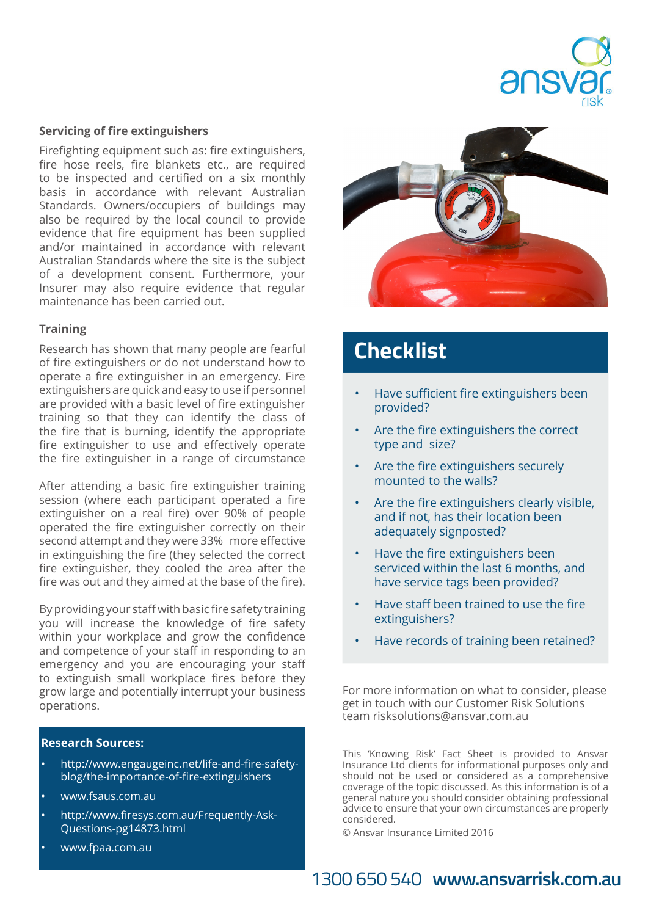### Servicing of fire extinguishers

Firefighting equipment such as: fire extinguishers, fire hose reels, fire blankets etc., are required to be inspected and certified on a six monthly basis in accordance with relevant Australian Standards. Owners/occupiers of buildings may also be required by the local council to provide evidence that fire equipment has been supplied and/or maintained in accordance with relevant Australian Standards where the site is the subject of a development consent. Furthermore, your Insurer may also require evidence that regular maintenance has been carried out.

### Training

Research has shown that many people are fearful of fire extinguishers or do not understand how to operate a fire extinguisher in an emergency. Fire extinguishers are quick and easy to use if personnel are provided with a basic level of fire extinguisher training so that they can identify the class of the fire that is burning, identify the appropriate fire extinguisher to use and effectively operate the fire extinguisher in a range of circumstance

After attending a basic fire extinguisher training session (where each participant operated a fire extinguisher on a real fire) over 90% of people operated the fire extinguisher correctly on their second attempt and they were 33% more effective in extinguishing the fire (they selected the correct fire extinguisher, they cooled the area after the fire was out and they aimed at the base of the fire).

By providing your staff with basic fire safety training you will increase the knowledge of fire safety within your workplace and grow the confidence and competence of your staff in responding to an emergency and you are encouraging your staff to extinguish small workplace fires before they grow large and potentially interrupt your business operations.

**Research Sources:**

- http://www.engaugeinc.net/life-and-fire-safety-blog/the-importance-of-fire-extinguishers
- www.fsaus.com.au
- http://www.firesys.com.au/Frequently-Ask-Questions-pg14873.html
- www.fpaa.com.au

## Checklist

- Have sufficient fire extinguishers been provided?
- Are the fire extinguishers the correct type and size?
- Are the fire extinguishers securely mounted to the walls?
- Are the fire extinguishers clearly visible, and if not, has their location been adequately signposted?
- Have the fire extinguishers been serviced within the last 6 months, and have service tags been provided?
- Have staff been trained to use the fire extinguishers?
- Have records of training been retained?

For more information on what to consider, please get in touch with our Customer Risk Solutions team risksolutions@ansvar.com.au

This 'Knowing Risk' Fact Sheet is provided to Ansvar Insurance Ltd clients for informational purposes only and should not be used or considered as a comprehensive coverage of the topic discussed. As this information is of a general nature you should consider obtaining professional advice to ensure that your own circumstances are properly considered.

© Ansvar Insurance Limited 2016

1300 650 540 **www.ansvarrisk.com.au**